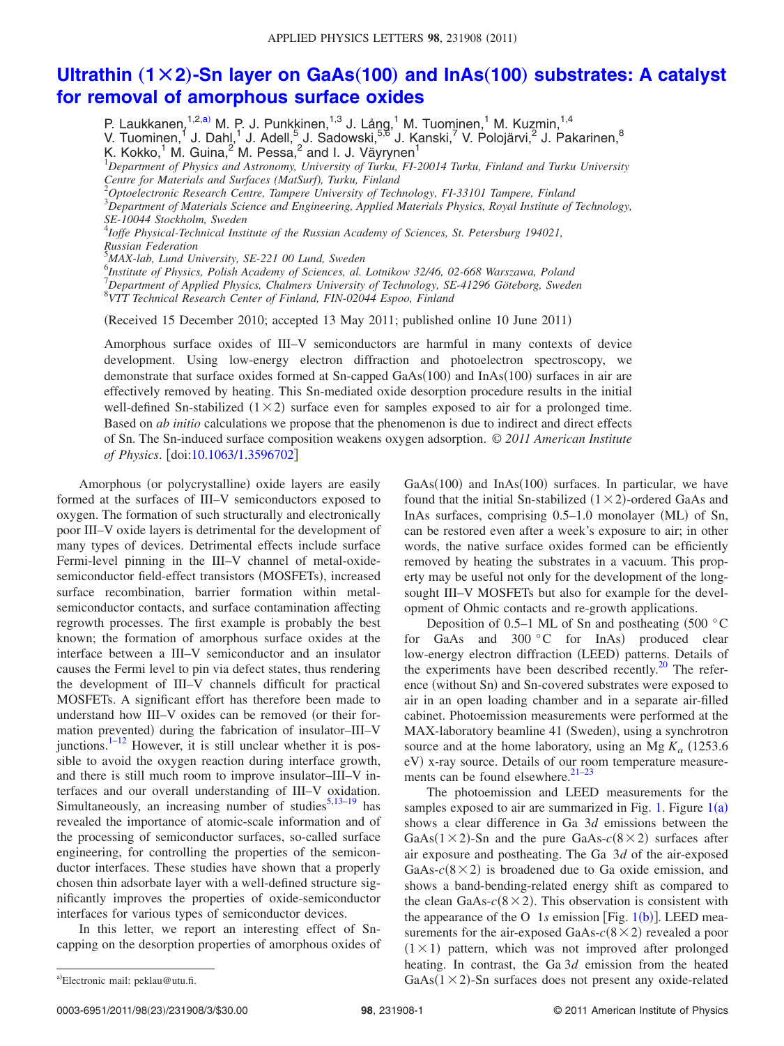# Ultrathin $(1\times2)$-Sn layer on GaAs(100) and InAs(100) substrates: A catalyst for removal of amorphous surface oxides

P. Laukkanen,[1,2,a] M. P. J. Punkkinen,[1,3] J. Lång,[1] M. Tuominen,[1] M. Kuzmin,[1,4] V. Tuominen,[1] J. Dahl,[1] J. Adell,[5] J. Sadowski,[5,6] J. Kanski,[7] V. Polojärvi,[2] J. Pakarinen,[8] K. Kokko,[1] M. Guina,[2] M. Pessa,[2] and I. J. Väyrynen[1]

[1]*Department of Physics and Astronomy, University of Turku, FI-20014 Turku, Finland and Turku University Centre for Materials and Surfaces (MatSurf), Turku, Finland*
[2]*Optoelectronic Research Centre, Tampere University of Technology, FI-33101 Tampere, Finland*
[3]*Department of Materials Science and Engineering, Applied Materials Physics, Royal Institute of Technology, SE-10044 Stockholm, Sweden*
[4]*Ioffe Physical-Technical Institute of the Russian Academy of Sciences, St. Petersburg 194021, Russian Federation*
[5]*MAX-lab, Lund University, SE-221 00 Lund, Sweden*
[6]*Institute of Physics, Polish Academy of Sciences, al. Lotnikow 32/46, 02-668 Warszawa, Poland*
[7]*Department of Applied Physics, Chalmers University of Technology, SE-41296 Göteborg, Sweden*
[8]*VTT Technical Research Center of Finland, FIN-02044 Espoo, Finland*

(Received 15 December 2010; accepted 13 May 2011; published online 10 June 2011)

Amorphous surface oxides of III–V semiconductors are harmful in many contexts of device development. Using low-energy electron diffraction and photoelectron spectroscopy, we demonstrate that surface oxides formed at Sn-capped GaAs(100) and InAs(100) surfaces in air are effectively removed by heating. This Sn-mediated oxide desorption procedure results in the initial well-defined Sn-stabilized $(1\times2)$ surface even for samples exposed to air for a prolonged time. Based on *ab initio* calculations we propose that the phenomenon is due to indirect and direct effects of Sn. The Sn-induced surface composition weakens oxygen adsorption. *© 2011 American Institute of Physics*. [doi:10.1063/1.3596702]

Amorphous (or polycrystalline) oxide layers are easily formed at the surfaces of III–V semiconductors exposed to oxygen. The formation of such structurally and electronically poor III–V oxide layers is detrimental for the development of many types of devices. Detrimental effects include surface Fermi-level pinning in the III–V channel of metal-oxide-semiconductor field-effect transistors (MOSFETs), increased surface recombination, barrier formation within metal-semiconductor contacts, and surface contamination affecting regrowth processes. The first example is probably the best known; the formation of amorphous surface oxides at the interface between a III–V semiconductor and an insulator causes the Fermi level to pin via defect states, thus rendering the development of III–V channels difficult for practical MOSFETs. A significant effort has therefore been made to understand how III–V oxides can be removed (or their formation prevented) during the fabrication of insulator–III–V junctions.[1–12] However, it is still unclear whether it is possible to avoid the oxygen reaction during interface growth, and there is still much room to improve insulator–III–V interfaces and our overall understanding of III–V oxidation. Simultaneously, an increasing number of studies[5,13–19] has revealed the importance of atomic-scale information and of the processing of semiconductor surfaces, so-called surface engineering, for controlling the properties of the semiconductor interfaces. These studies have shown that a properly chosen thin adsorbate layer with a well-defined structure significantly improves the properties of oxide-semiconductor interfaces for various types of semiconductor devices.

In this letter, we report an interesting effect of Sn-capping on the desorption properties of amorphous oxides of GaAs(100) and InAs(100) surfaces. In particular, we have found that the initial Sn-stabilized $(1\times2)$-ordered GaAs and InAs surfaces, comprising 0.5–1.0 monolayer (ML) of Sn, can be restored even after a week's exposure to air; in other words, the native surface oxides formed can be efficiently removed by heating the substrates in a vacuum. This property may be useful not only for the development of the long-sought III–V MOSFETs but also for example for the development of Ohmic contacts and re-growth applications.

Deposition of 0.5–1 ML of Sn and postheating (500 °C for GaAs and 300 °C for InAs) produced clear low-energy electron diffraction (LEED) patterns. Details of the experiments have been described recently.[20] The reference (without Sn) and Sn-covered substrates were exposed to air in an open loading chamber and in a separate air-filled cabinet. Photoemission measurements were performed at the MAX-laboratory beamline 41 (Sweden), using a synchrotron source and at the home laboratory, using an Mg $K_\alpha$ (1253.6 eV) x-ray source. Details of our room temperature measurements can be found elsewhere.[21–23]

The photoemission and LEED measurements for the samples exposed to air are summarized in Fig. 1. Figure 1(a) shows a clear difference in Ga 3*d* emissions between the GaAs$(1\times2)$-Sn and the pure GaAs-$c(8\times2)$ surfaces after air exposure and postheating. The Ga 3*d* of the air-exposed GaAs-$c(8\times2)$ is broadened due to Ga oxide emission, and shows a band-bending-related energy shift as compared to the clean GaAs-$c(8\times2)$. This observation is consistent with the appearance of the O 1*s* emission [Fig. 1(b)]. LEED measurements for the air-exposed GaAs-$c(8\times2)$ revealed a poor $(1\times1)$ pattern, which was not improved after prolonged heating. In contrast, the Ga 3*d* emission from the heated GaAs$(1\times2)$-Sn surfaces does not present any oxide-related

[a]Electronic mail: peklau@utu.fi.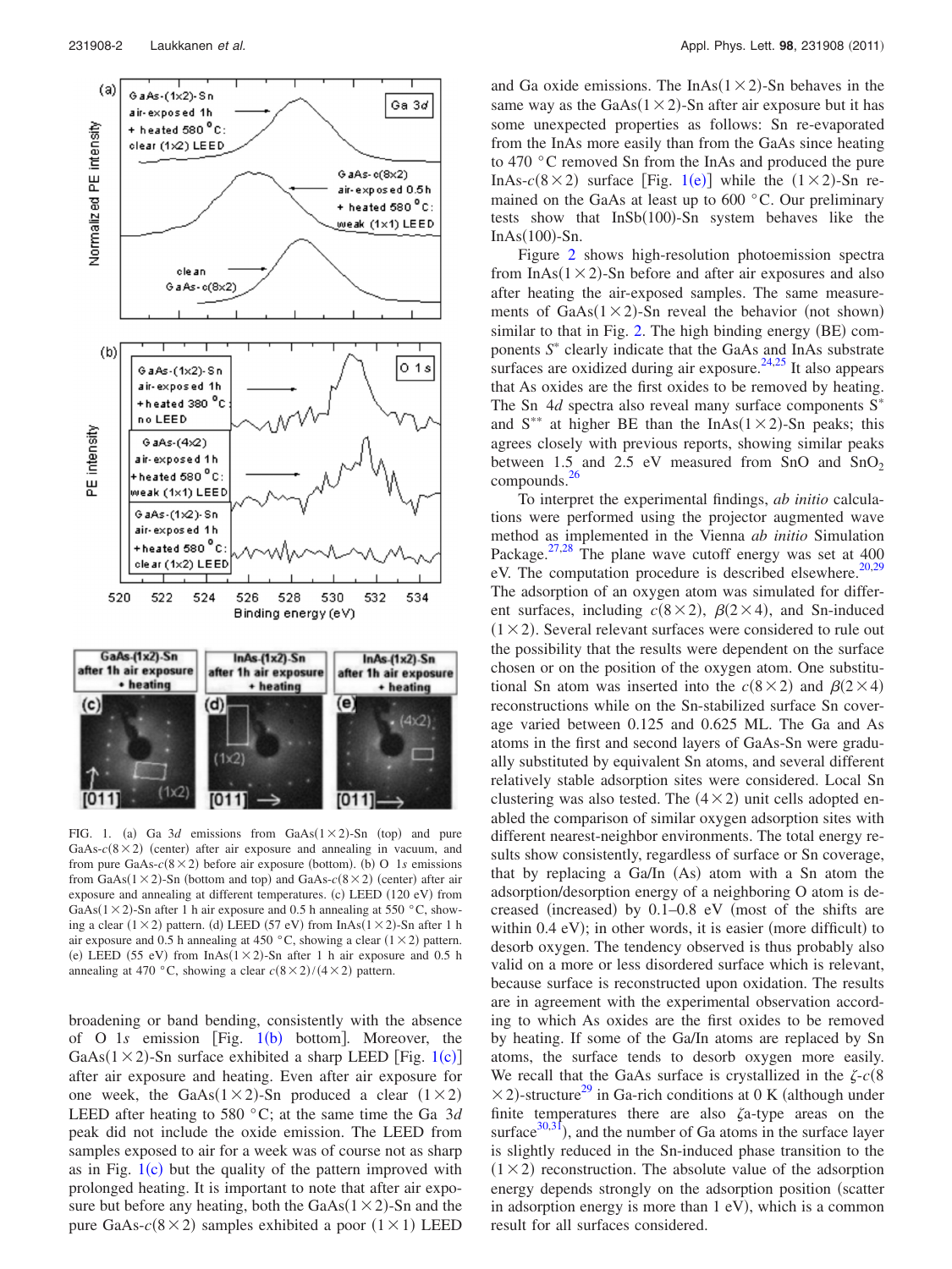FIG. 1. (a) Ga 3*d* emissions from GaAs($1\times2$)-Sn (top) and pure GaAs-$c(8\times2)$ (center) after air exposure and annealing in vacuum, and from pure GaAs-$c(8\times2)$ before air exposure (bottom). (b) O 1*s* emissions from GaAs($1\times2$)-Sn (bottom and top) and GaAs-$c(8\times2)$ (center) after air exposure and annealing at different temperatures. (c) LEED (120 eV) from GaAs($1\times2$)-Sn after 1 h air exposure and 0.5 h annealing at 550 °C, showing a clear ($1\times2$) pattern. (d) LEED (57 eV) from InAs($1\times2$)-Sn after 1 h air exposure and 0.5 h annealing at 450 °C, showing a clear ($1\times2$) pattern. (e) LEED (55 eV) from InAs($1\times2$)-Sn after 1 h air exposure and 0.5 h annealing at 470 °C, showing a clear $c(8\times2)/(4\times2)$ pattern.

broadening or band bending, consistently with the absence of O 1*s* emission [Fig. 1(b) bottom]. Moreover, the GaAs($1\times2$)-Sn surface exhibited a sharp LEED [Fig. 1(c)] after air exposure and heating. Even after air exposure for one week, the GaAs($1\times2$)-Sn produced a clear ($1\times2$) LEED after heating to 580 °C; at the same time the Ga 3*d* peak did not include the oxide emission. The LEED from samples exposed to air for a week was of course not as sharp as in Fig. 1(c) but the quality of the pattern improved with prolonged heating. It is important to note that after air exposure but before any heating, both the GaAs($1\times2$)-Sn and the pure GaAs-$c(8\times2)$ samples exhibited a poor ($1\times1$) LEED and Ga oxide emissions. The InAs($1\times2$)-Sn behaves in the same way as the GaAs($1\times2$)-Sn after air exposure but it has some unexpected properties as follows: Sn re-evaporated from the InAs more easily than from the GaAs since heating to 470 °C removed Sn from the InAs and produced the pure InAs-$c(8\times2)$ surface [Fig. 1(e)] while the ($1\times2$)-Sn remained on the GaAs at least up to 600 °C. Our preliminary tests show that InSb(100)-Sn system behaves like the InAs(100)-Sn.

Figure 2 shows high-resolution photoemission spectra from InAs($1\times2$)-Sn before and after air exposures and also after heating the air-exposed samples. The same measurements of GaAs($1\times2$)-Sn reveal the behavior (not shown) similar to that in Fig. 2. The high binding energy (BE) components $S^{*}$ clearly indicate that the GaAs and InAs substrate surfaces are oxidized during air exposure.[24,25] It also appears that As oxides are the first oxides to be removed by heating. The Sn 4*d* spectra also reveal many surface components $S^{*}$ and $S^{**}$ at higher BE than the InAs($1\times2$)-Sn peaks; this agrees closely with previous reports, showing similar peaks between 1.5 and 2.5 eV measured from SnO and $SnO_2$ compounds.[26]

To interpret the experimental findings, *ab initio* calculations were performed using the projector augmented wave method as implemented in the Vienna *ab initio* Simulation Package.[27,28] The plane wave cutoff energy was set at 400 eV. The computation procedure is described elsewhere.[20,29] The adsorption of an oxygen atom was simulated for different surfaces, including $c(8\times2)$, $\beta(2\times4)$, and Sn-induced ($1\times2$). Several relevant surfaces were considered to rule out the possibility that the results were dependent on the surface chosen or on the position of the oxygen atom. One substitutional Sn atom was inserted into the $c(8\times2)$ and $\beta(2\times4)$ reconstructions while on the Sn-stabilized surface Sn coverage varied between 0.125 and 0.625 ML. The Ga and As atoms in the first and second layers of GaAs-Sn were gradually substituted by equivalent Sn atoms, and several different relatively stable adsorption sites were considered. Local Sn clustering was also tested. The ($4\times2$) unit cells adopted enabled the comparison of similar oxygen adsorption sites with different nearest-neighbor environments. The total energy results show consistently, regardless of surface or Sn coverage, that by replacing a Ga/In (As) atom with a Sn atom the adsorption/desorption energy of a neighboring O atom is decreased (increased) by 0.1–0.8 eV (most of the shifts are within 0.4 eV); in other words, it is easier (more difficult) to desorb oxygen. The tendency observed is thus probably also valid on a more or less disordered surface which is relevant, because surface is reconstructed upon oxidation. The results are in agreement with the experimental observation according to which As oxides are the first oxides to be removed by heating. If some of the Ga/In atoms are replaced by Sn atoms, the surface tends to desorb oxygen more easily. We recall that the GaAs surface is crystallized in the $\zeta$-$c(8\times2)$-structure[29] in Ga-rich conditions at 0 K (although under finite temperatures there are also $\zeta a$-type areas on the surface[30,31]), and the number of Ga atoms in the surface layer is slightly reduced in the Sn-induced phase transition to the ($1\times2$) reconstruction. The absolute value of the adsorption energy depends strongly on the adsorption position (scatter in adsorption energy is more than 1 eV), which is a common result for all surfaces considered.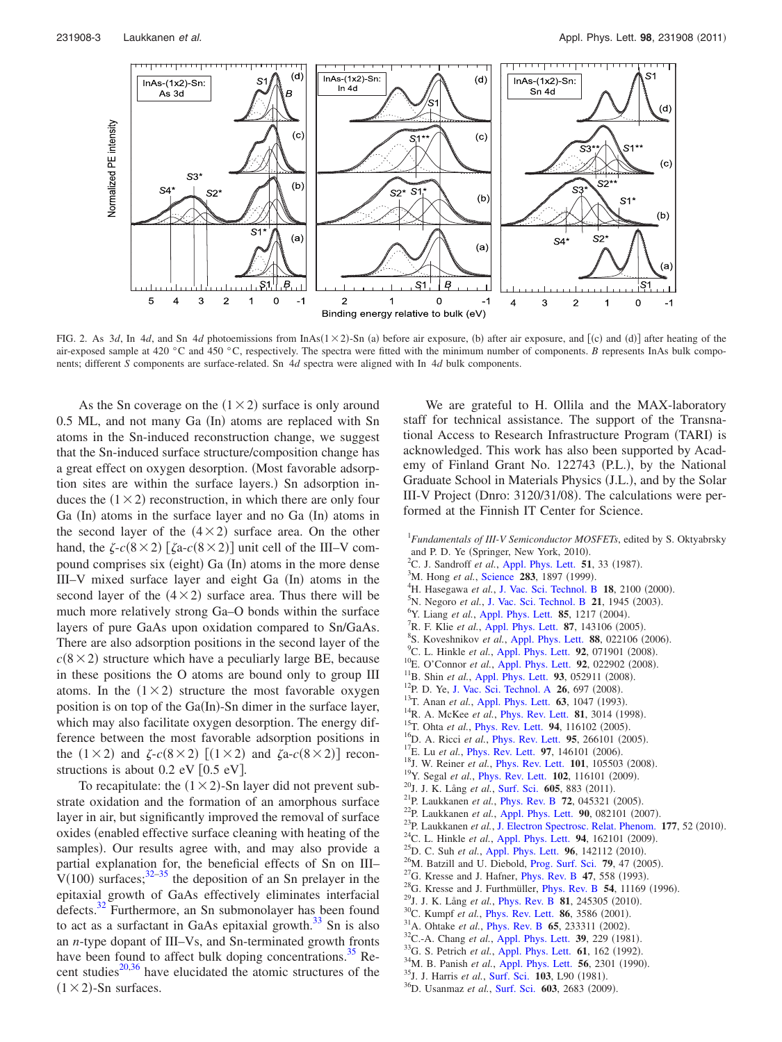InAs-(1x2)-Sn: As 3d

S1 (d) B

(c)

S3*

S4* S2* (b)

S1* (a)

S1 B

5 4 3 2 1 0 -1

Normalized PE intensity

InAs-(1x2)-Sn: In 4d

(d) S1

S1** (c)

S2* S1* (b)

(a)

S1 B

2 1 0 -1

Binding energy relative to bulk (eV)

InAs-(1x2)-Sn: Sn 4d

S1 (d)

S3** S1** (c)

S3* S2** S1* (b)

S4* S2* (a)

S1

4 3 2 1 0 -1

FIG. 2. As 3*d*, In 4*d*, and Sn 4*d* photoemissions from InAs$(1\times2)$-Sn (a) before air exposure, (b) after air exposure, and [(c) and (d)] after heating of the air-exposed sample at 420 °C and 450 °C, respectively. The spectra were fitted with the minimum number of components. *B* represents InAs bulk components; different *S* components are surface-related. Sn 4*d* spectra were aligned with In 4*d* bulk components.

As the Sn coverage on the $(1\times2)$ surface is only around 0.5 ML, and not many Ga (In) atoms are replaced with Sn atoms in the Sn-induced reconstruction change, we suggest that the Sn-induced surface structure/composition change has a great effect on oxygen desorption. (Most favorable adsorption sites are within the surface layers.) Sn adsorption induces the $(1\times2)$ reconstruction, in which there are only four Ga (In) atoms in the surface layer and no Ga (In) atoms in the second layer of the $(4\times2)$ surface area. On the other hand, the $\zeta$-$c(8\times2)$ [$\zeta$a-$c(8\times2)$] unit cell of the III–V compound comprises six (eight) Ga (In) atoms in the more dense III–V mixed surface layer and eight Ga (In) atoms in the second layer of the $(4\times2)$ surface area. Thus there will be much more relatively strong Ga–O bonds within the surface layers of pure GaAs upon oxidation compared to Sn/GaAs. There are also adsorption positions in the second layer of the $c(8\times2)$ structure which have a peculiarly large BE, because in these positions the O atoms are bound only to group III atoms. In the $(1\times2)$ structure the most favorable oxygen position is on top of the Ga(In)-Sn dimer in the surface layer, which may also facilitate oxygen desorption. The energy difference between the most favorable adsorption positions in the $(1\times2)$ and $\zeta$-$c(8\times2)$ [$(1\times2)$ and $\zeta$a-$c(8\times2)$] reconstructions is about 0.2 eV [0.5 eV].

To recapitulate: the $(1\times2)$-Sn layer did not prevent substrate oxidation and the formation of an amorphous surface layer in air, but significantly improved the removal of surface oxides (enabled effective surface cleaning with heating of the samples). Our results agree with, and may also provide a partial explanation for, the beneficial effects of Sn on III–V(100) surfaces;[32–35] the deposition of an Sn prelayer in the epitaxial growth of GaAs effectively eliminates interfacial defects.[32] Furthermore, an Sn submonolayer has been found to act as a surfactant in GaAs epitaxial growth.[33] Sn is also an *n*-type dopant of III–Vs, and Sn-terminated growth fronts have been found to affect bulk doping concentrations.[35] Recent studies[20,36] have elucidated the atomic structures of the $(1\times2)$-Sn surfaces.

We are grateful to H. Ollila and the MAX-laboratory staff for technical assistance. The support of the Transnational Access to Research Infrastructure Program (TARI) is acknowledged. This work has also been supported by Academy of Finland Grant No. 122743 (P.L.), by the National Graduate School in Materials Physics (J.L.), and by the Solar III-V Project (Dnro: 3120/31/08). The calculations were performed at the Finnish IT Center for Science.

[1] *Fundamentals of III-V Semiconductor MOSFETs*, edited by S. Oktyabrsky and P. D. Ye (Springer, New York, 2010).
[2] C. J. Sandroff *et al.*, Appl. Phys. Lett. **51**, 33 (1987).
[3] M. Hong *et al.*, Science **283**, 1897 (1999).
[4] H. Hasegawa *et al.*, J. Vac. Sci. Technol. B **18**, 2100 (2000).
[5] N. Negoro *et al.*, J. Vac. Sci. Technol. B **21**, 1945 (2003).
[6] Y. Liang *et al.*, Appl. Phys. Lett. **85**, 1217 (2004).
[7] R. F. Klie *et al.*, Appl. Phys. Lett. **87**, 143106 (2005).
[8] S. Koveshnikov *et al.*, Appl. Phys. Lett. **88**, 022106 (2006).
[9] C. L. Hinkle *et al.*, Appl. Phys. Lett. **92**, 071901 (2008).
[10] E. O'Connor *et al.*, Appl. Phys. Lett. **92**, 022902 (2008).
[11] B. Shin *et al.*, Appl. Phys. Lett. **93**, 052911 (2008).
[12] P. D. Ye, J. Vac. Sci. Technol. A **26**, 697 (2008).
[13] T. Anan *et al.*, Appl. Phys. Lett. **63**, 1047 (1993).
[14] R. A. McKee *et al.*, Phys. Rev. Lett. **81**, 3014 (1998).
[15] T. Ohta *et al.*, Phys. Rev. Lett. **94**, 116102 (2005).
[16] D. A. Ricci *et al.*, Phys. Rev. Lett. **95**, 266101 (2005).
[17] E. Lu *et al.*, Phys. Rev. Lett. **97**, 146101 (2006).
[18] J. W. Reiner *et al.*, Phys. Rev. Lett. **101**, 105503 (2008).
[19] Y. Segal *et al.*, Phys. Rev. Lett. **102**, 116101 (2009).
[20] J. J. K. Lång *et al.*, Surf. Sci. **605**, 883 (2011).
[21] P. Laukkanen *et al.*, Phys. Rev. B **72**, 045321 (2005).
[22] P. Laukkanen *et al.*, Appl. Phys. Lett. **90**, 082101 (2007).
[23] P. Laukkanen *et al.*, J. Electron Spectrosc. Relat. Phenom. **177**, 52 (2010).
[24] C. L. Hinkle *et al.*, Appl. Phys. Lett. **94**, 162101 (2009).
[25] D. C. Suh *et al.*, Appl. Phys. Lett. **96**, 142112 (2010).
[26] M. Batzill and U. Diebold, Prog. Surf. Sci. **79**, 47 (2005).
[27] G. Kresse and J. Hafner, Phys. Rev. B **47**, 558 (1993).
[28] G. Kresse and J. Furthmüller, Phys. Rev. B **54**, 11169 (1996).
[29] J. J. K. Lång *et al.*, Phys. Rev. B **81**, 245305 (2010).
[30] C. Kumpf *et al.*, Phys. Rev. Lett. **86**, 3586 (2001).
[31] A. Ohtake *et al.*, Phys. Rev. B **65**, 233311 (2002).
[32] C.-A. Chang *et al.*, Appl. Phys. Lett. **39**, 229 (1981).
[33] G. S. Petrich *et al.*, Appl. Phys. Lett. **61**, 162 (1992).
[34] M. B. Panish *et al.*, Appl. Phys. Lett. **56**, 2301 (1990).
[35] J. J. Harris *et al.*, Surf. Sci. **103**, L90 (1981).
[36] D. Usanmaz *et al.*, Surf. Sci. **603**, 2683 (2009).